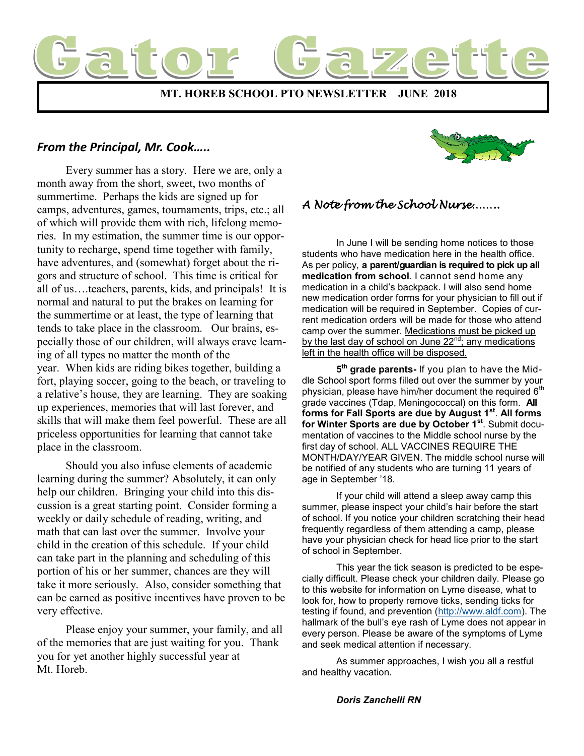# Gator Gazette

**MT. HOREB SCHOOL PTO NEWSLETTER JUNE 2018**

## *From the Principal, Mr. Cook…..*

Every summer has a story. Here we are, only a month away from the short, sweet, two months of summertime. Perhaps the kids are signed up for camps, adventures, games, tournaments, trips, etc.; all of which will provide them with rich, lifelong memories. In my estimation, the summer time is our opportunity to recharge, spend time together with family, have adventures, and (somewhat) forget about the rigors and structure of school. This time is critical for all of us….teachers, parents, kids, and principals! It is normal and natural to put the brakes on learning for the summertime or at least, the type of learning that tends to take place in the classroom. Our brains, especially those of our children, will always crave learning of all types no matter the month of the year. When kids are riding bikes together, building a fort, playing soccer, going to the beach, or traveling to a relative's house, they are learning. They are soaking up experiences, memories that will last forever, and skills that will make them feel powerful. These are all priceless opportunities for learning that cannot take place in the classroom.

Should you also infuse elements of academic learning during the summer? Absolutely, it can only help our children. Bringing your child into this discussion is a great starting point. Consider forming a weekly or daily schedule of reading, writing, and math that can last over the summer. Involve your child in the creation of this schedule. If your child can take part in the planning and scheduling of this portion of his or her summer, chances are they will take it more seriously. Also, consider something that can be earned as positive incentives have proven to be very effective.

Please enjoy your summer, your family, and all of the memories that are just waiting for you. Thank you for yet another highly successful year at Mt. Horeb.

## *A Note from the School Nurse…….*

In June I will be sending home notices to those students who have medication here in the health office. As per policy, **a parent/guardian is required to pick up all medication from school**. I cannot send home any medication in a child's backpack. I will also send home new medication order forms for your physician to fill out if medication will be required in September. Copies of current medication orders will be made for those who attend camp over the summer. Medications must be picked up by the last day of school on June 22nd; any medications left in the health office will be disposed.

**5th grade parents-** If you plan to have the Middle School sport forms filled out over the summer by your physician, please have him/her document the required 6th grade vaccines (Tdap, Meningococcal) on this form. **All forms for Fall Sports are due by August 1st**. **All forms for Winter Sports are due by October 1st**. Submit documentation of vaccines to the Middle school nurse by the first day of school. ALL VACCINES REQUIRE THE MONTH/DAY/YEAR GIVEN. The middle school nurse will be notified of any students who are turning 11 years of age in September '18.

If your child will attend a sleep away camp this summer, please inspect your child's hair before the start of school. If you notice your children scratching their head frequently regardless of them attending a camp, please have your physician check for head lice prior to the start of school in September.

This year the tick season is predicted to be especially difficult. Please check your children daily. Please go to this website for information on Lyme disease, what to look for, how to properly remove ticks, sending ticks for testing if found, and prevention (http://www.aldf.com). The hallmark of the bull's eye rash of Lyme does not appear in every person. Please be aware of the symptoms of Lyme and seek medical attention if necessary.

As summer approaches, I wish you all a restful and healthy vacation.

***Doris Zanchelli RN***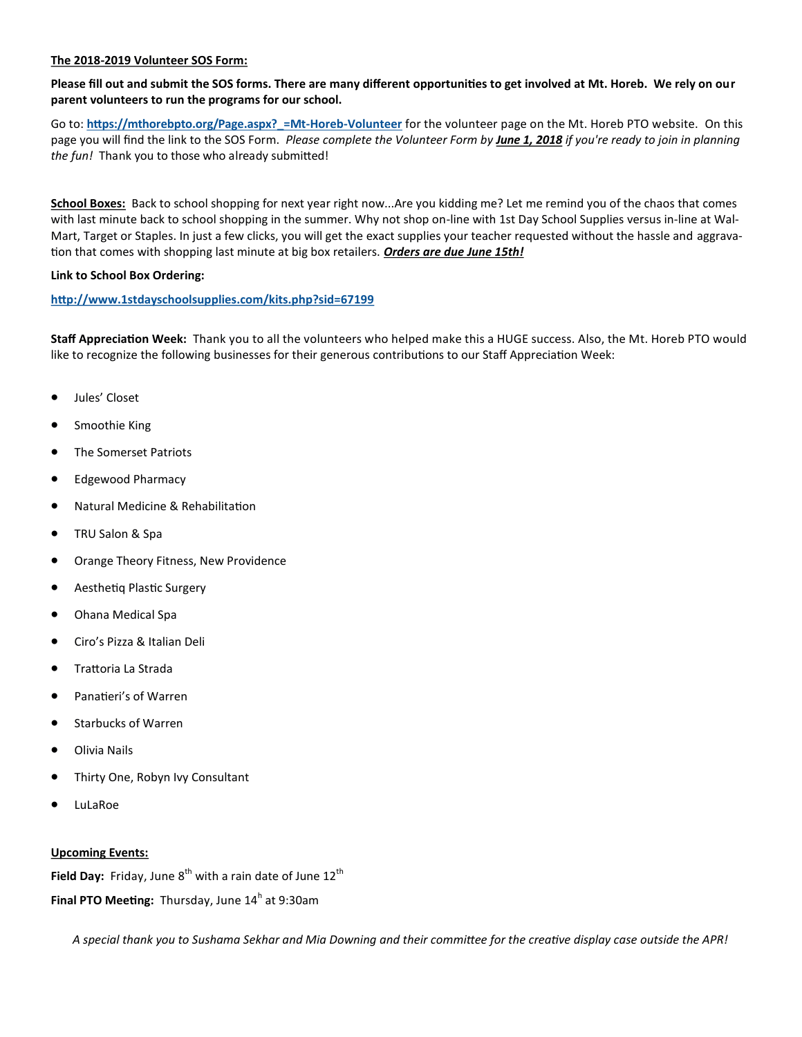**The 2018-2019 Volunteer SOS Form:**

**Please fill out and submit the SOS forms. There are many different opportunities to get involved at Mt. Horeb. We rely on our parent volunteers to run the programs for our school.**

Go to: **https://mthorebpto.org/Page.aspx?_=Mt-Horeb-Volunteer** for the volunteer page on the Mt. Horeb PTO website. On this page you will find the link to the SOS Form. *Please complete the Volunteer Form by **June 1, 2018** if you're ready to join in planning the fun!* Thank you to those who already submitted!

**School Boxes:** Back to school shopping for next year right now...Are you kidding me? Let me remind you of the chaos that comes with last minute back to school shopping in the summer. Why not shop on-line with 1st Day School Supplies versus in-line at Wal-Mart, Target or Staples. In just a few clicks, you will get the exact supplies your teacher requested without the hassle and aggravation that comes with shopping last minute at big box retailers. ***Orders are due June 15th!***

**Link to School Box Ordering:**

**http://www.1stdayschoolsupplies.com/kits.php?sid=67199**

**Staff Appreciation Week:** Thank you to all the volunteers who helped make this a HUGE success. Also, the Mt. Horeb PTO would like to recognize the following businesses for their generous contributions to our Staff Appreciation Week:

- Jules' Closet
- Smoothie King
- The Somerset Patriots
- Edgewood Pharmacy
- Natural Medicine & Rehabilitation
- TRU Salon & Spa
- Orange Theory Fitness, New Providence
- Aesthetiq Plastic Surgery
- Ohana Medical Spa
- Ciro's Pizza & Italian Deli
- Trattoria La Strada
- Panatieri's of Warren
- Starbucks of Warren
- Olivia Nails
- Thirty One, Robyn Ivy Consultant
- LuLaRoe

**Upcoming Events:**

**Field Day:** Friday, June 8th with a rain date of June 12th

**Final PTO Meeting:** Thursday, June 14h at 9:30am

*A special thank you to Sushama Sekhar and Mia Downing and their committee for the creative display case outside the APR!*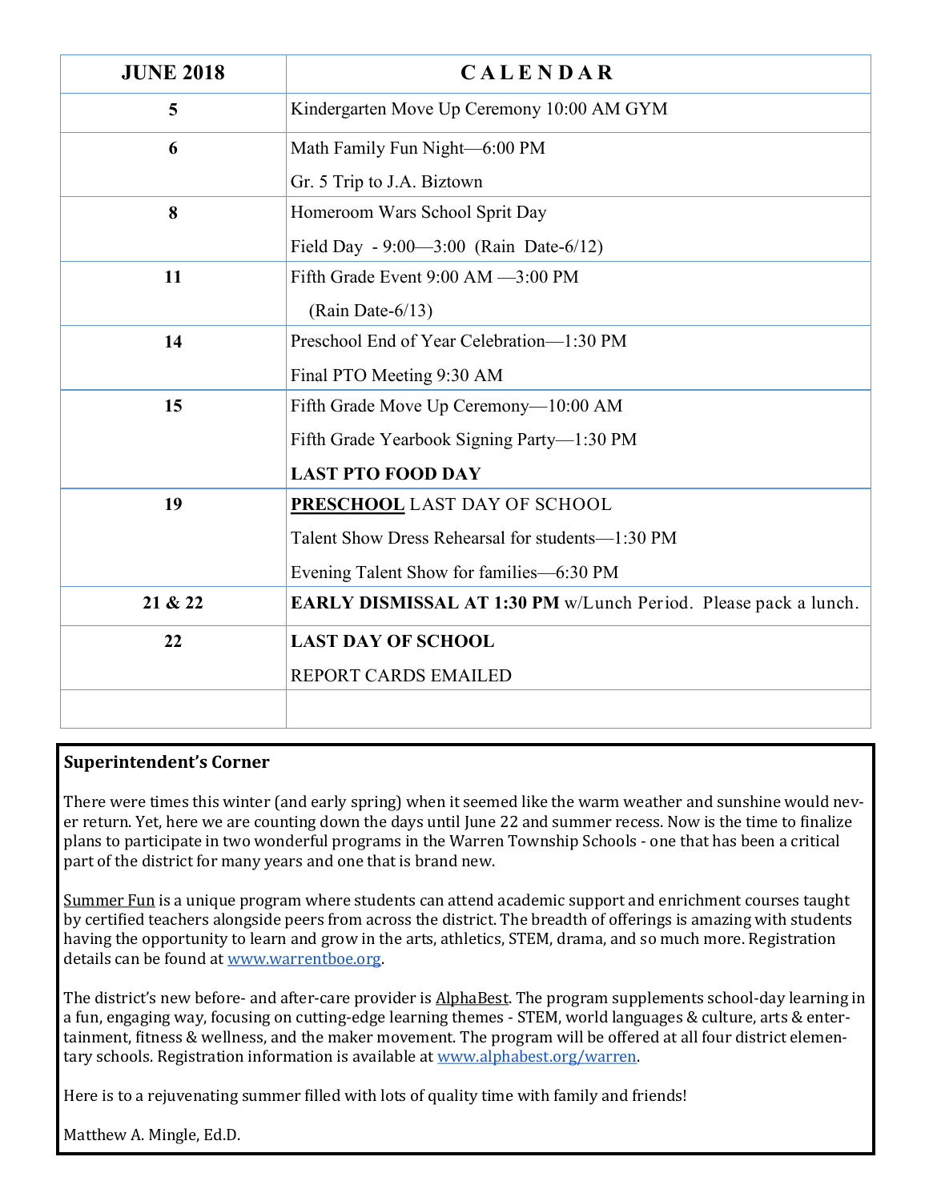| JUNE 2018 | CALENDAR |
|---|---|
| 5 | Kindergarten Move Up Ceremony 10:00 AM GYM |
| 6 | Math Family Fun Night—6:00 PM<br>Gr. 5 Trip to J.A. Biztown |
| 8 | Homeroom Wars School Sprit Day<br>Field Day - 9:00—3:00 (Rain Date-6/12) |
| 11 | Fifth Grade Event 9:00 AM —3:00 PM<br>(Rain Date-6/13) |
| 14 | Preschool End of Year Celebration—1:30 PM<br>Final PTO Meeting 9:30 AM |
| 15 | Fifth Grade Move Up Ceremony—10:00 AM<br>Fifth Grade Yearbook Signing Party—1:30 PM<br>**LAST PTO FOOD DAY** |
| 19 | **<u>PRESCHOOL</u>** LAST DAY OF SCHOOL<br>Talent Show Dress Rehearsal for students—1:30 PM<br>Evening Talent Show for families—6:30 PM |
| 21 & 22 | **EARLY DISMISSAL AT 1:30 PM** w/Lunch Period. Please pack a lunch. |
| 22 | **LAST DAY OF SCHOOL**<br>REPORT CARDS EMAILED |
| | |

## Superintendent's Corner

There were times this winter (and early spring) when it seemed like the warm weather and sunshine would never return. Yet, here we are counting down the days until June 22 and summer recess. Now is the time to finalize plans to participate in two wonderful programs in the Warren Township Schools - one that has been a critical part of the district for many years and one that is brand new.

<u>Summer Fun</u> is a unique program where students can attend academic support and enrichment courses taught by certified teachers alongside peers from across the district. The breadth of offerings is amazing with students having the opportunity to learn and grow in the arts, athletics, STEM, drama, and so much more. Registration details can be found at www.warrentboe.org.

The district's new before- and after-care provider is <u>AlphaBest</u>. The program supplements school-day learning in a fun, engaging way, focusing on cutting-edge learning themes - STEM, world languages & culture, arts & entertainment, fitness & wellness, and the maker movement. The program will be offered at all four district elementary schools. Registration information is available at www.alphabest.org/warren.

Here is to a rejuvenating summer filled with lots of quality time with family and friends!

Matthew A. Mingle, Ed.D.